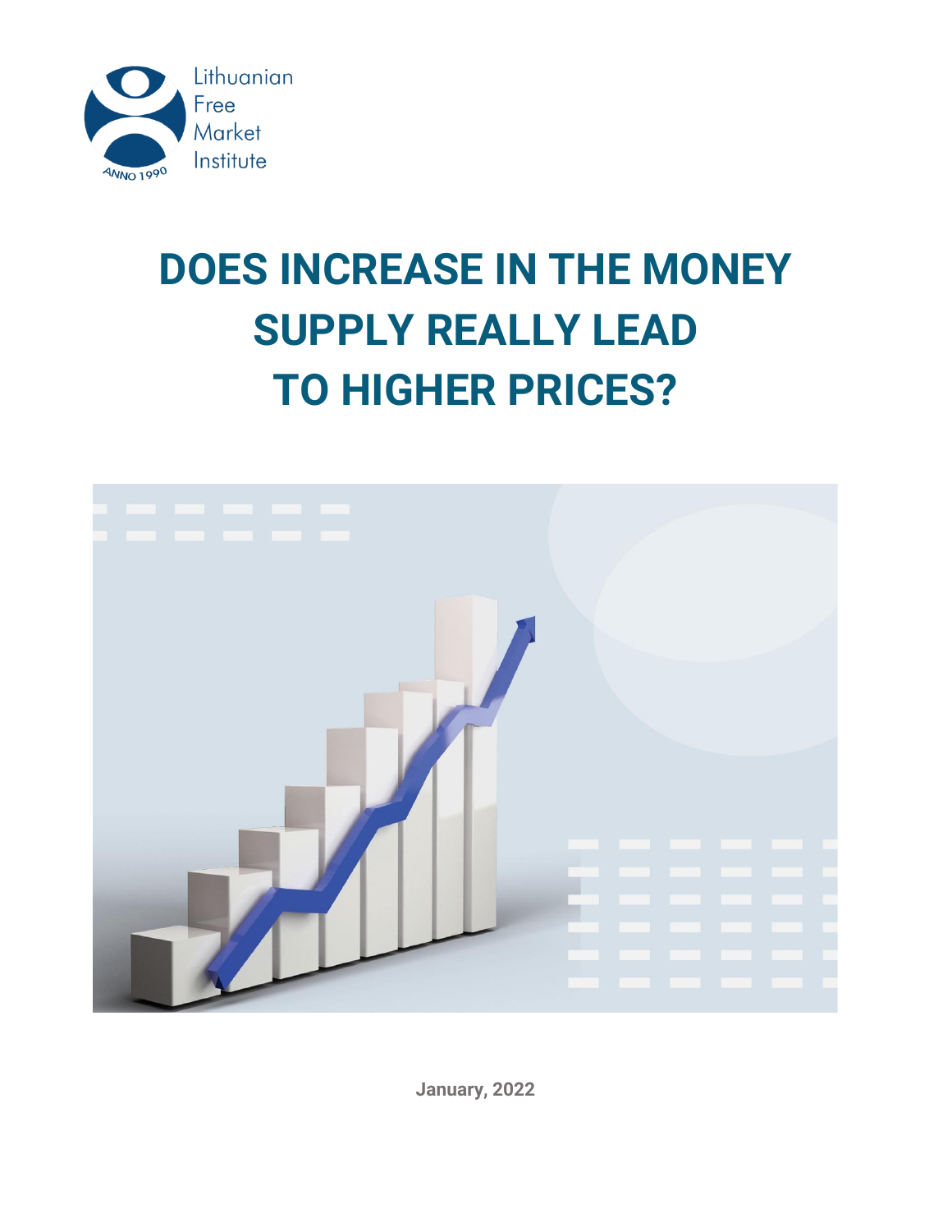Lithuanian Free Market Institute

ANNO 1990

# DOES INCREASE IN THE MONEY SUPPLY REALLY LEAD TO HIGHER PRICES?

**January, 2022**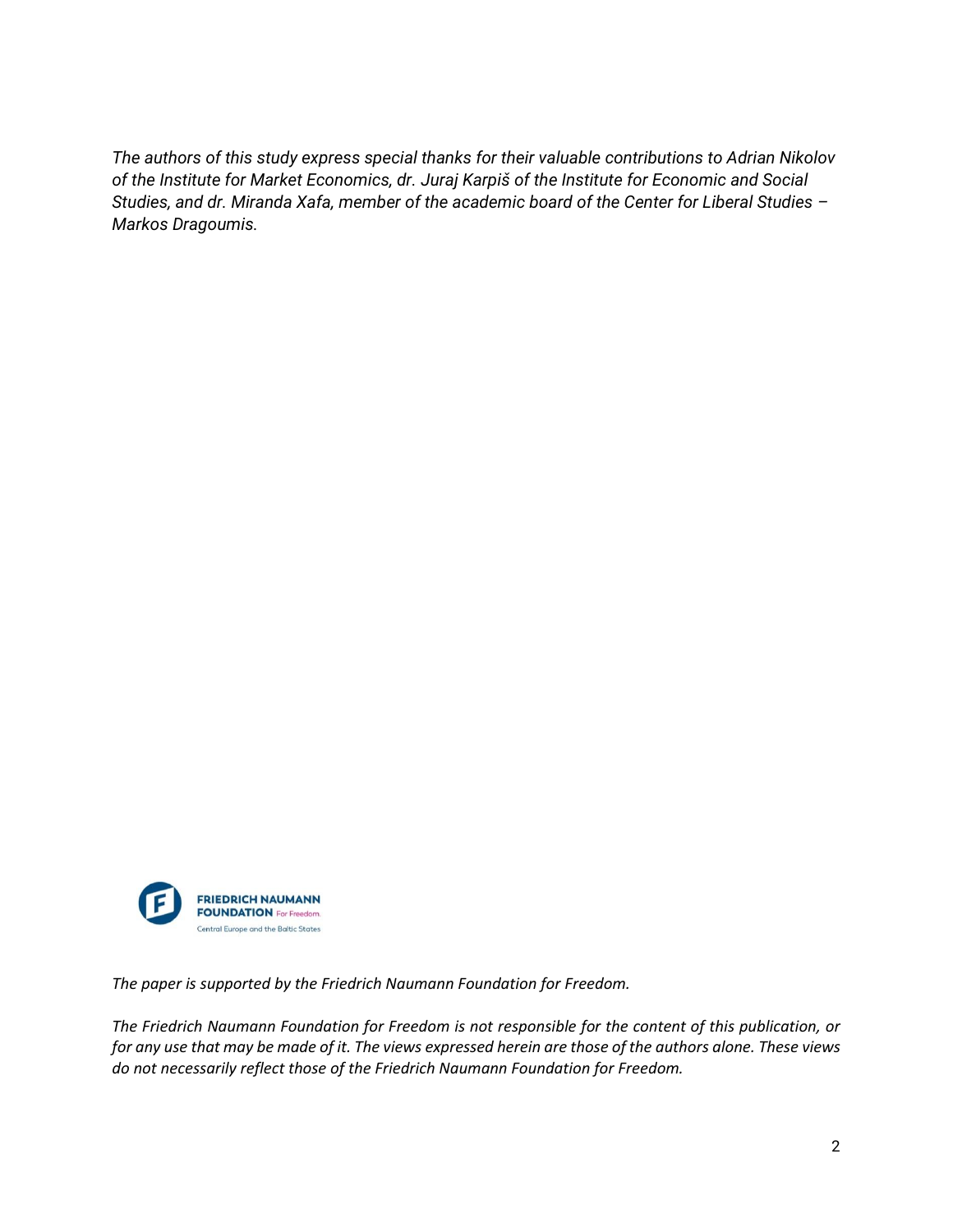*The authors of this study express special thanks for their valuable contributions to Adrian Nikolov of the Institute for Market Economics, dr. Juraj Karpiš of the Institute for Economic and Social Studies, and dr. Miranda Xafa, member of the academic board of the Center for Liberal Studies – Markos Dragoumis.*

FRIEDRICH NAUMANN FOUNDATION For Freedom.
Central Europe and the Baltic States

*The paper is supported by the Friedrich Naumann Foundation for Freedom.*

*The Friedrich Naumann Foundation for Freedom is not responsible for the content of this publication, or for any use that may be made of it. The views expressed herein are those of the authors alone. These views do not necessarily reflect those of the Friedrich Naumann Foundation for Freedom.*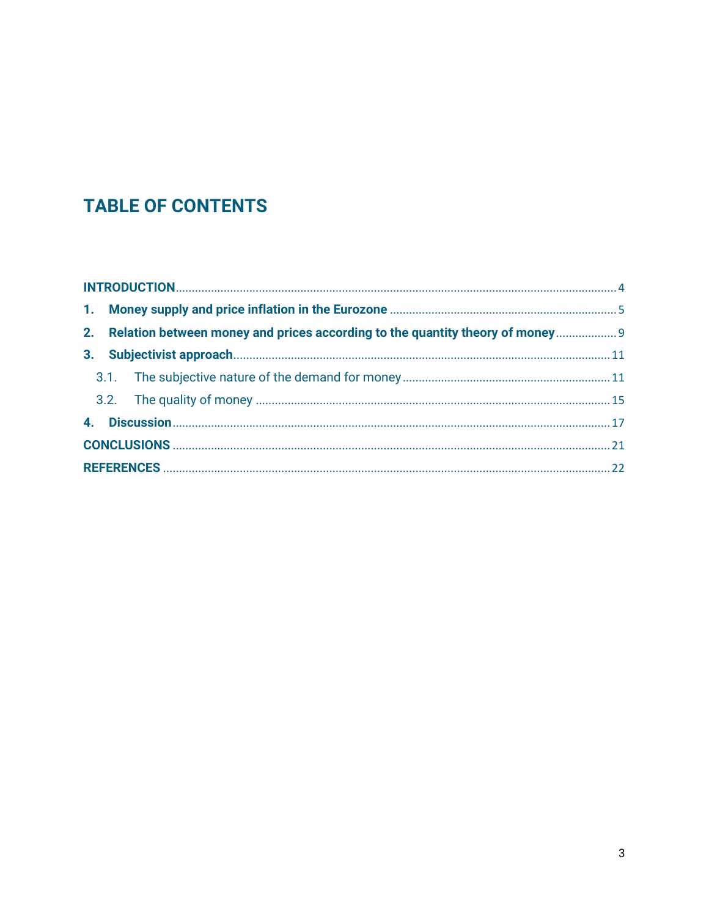# TABLE OF CONTENTS

**INTRODUCTION** ........ 4

**1. Money supply and price inflation in the Eurozone** ........ 5

**2. Relation between money and prices according to the quantity theory of money** ........ 9

**3. Subjectivist approach** ........ 11

3.1. The subjective nature of the demand for money ........ 11

3.2. The quality of money ........ 15

**4. Discussion** ........ 17

**CONCLUSIONS** ........ 21

**REFERENCES** ........ 22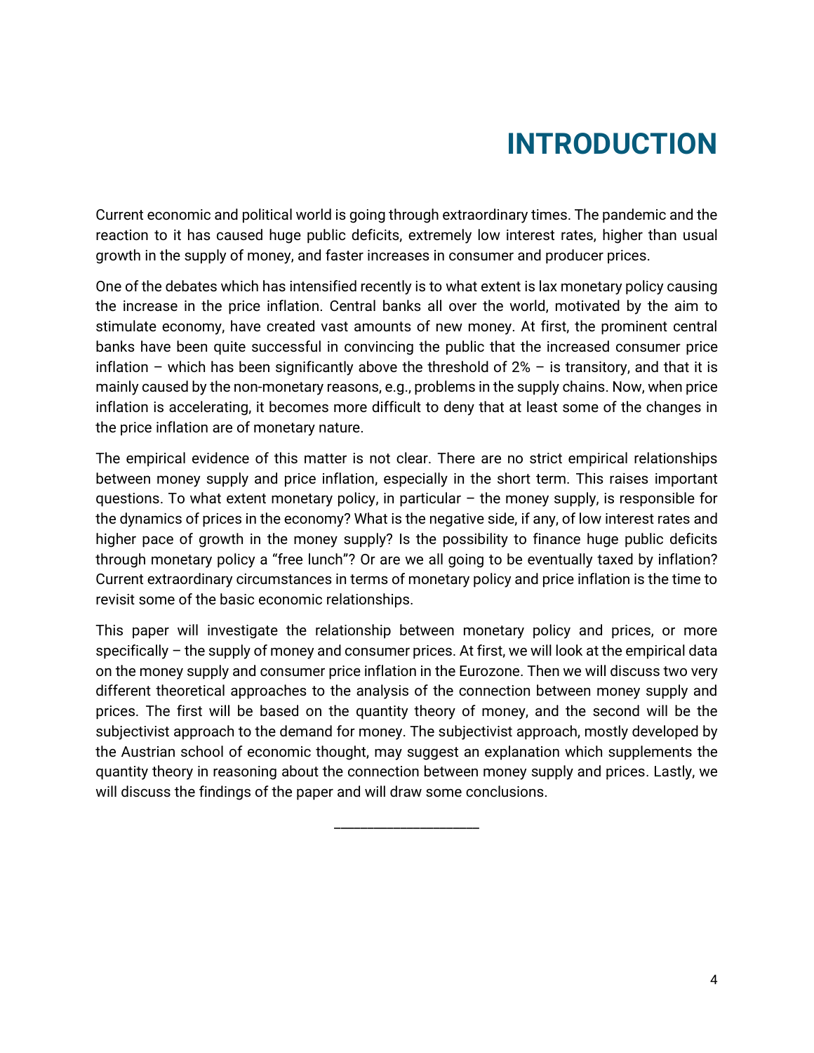# INTRODUCTION

Current economic and political world is going through extraordinary times. The pandemic and the reaction to it has caused huge public deficits, extremely low interest rates, higher than usual growth in the supply of money, and faster increases in consumer and producer prices.

One of the debates which has intensified recently is to what extent is lax monetary policy causing the increase in the price inflation. Central banks all over the world, motivated by the aim to stimulate economy, have created vast amounts of new money. At first, the prominent central banks have been quite successful in convincing the public that the increased consumer price inflation – which has been significantly above the threshold of 2% – is transitory, and that it is mainly caused by the non-monetary reasons, e.g., problems in the supply chains. Now, when price inflation is accelerating, it becomes more difficult to deny that at least some of the changes in the price inflation are of monetary nature.

The empirical evidence of this matter is not clear. There are no strict empirical relationships between money supply and price inflation, especially in the short term. This raises important questions. To what extent monetary policy, in particular – the money supply, is responsible for the dynamics of prices in the economy? What is the negative side, if any, of low interest rates and higher pace of growth in the money supply? Is the possibility to finance huge public deficits through monetary policy a "free lunch"? Or are we all going to be eventually taxed by inflation? Current extraordinary circumstances in terms of monetary policy and price inflation is the time to revisit some of the basic economic relationships.

This paper will investigate the relationship between monetary policy and prices, or more specifically – the supply of money and consumer prices. At first, we will look at the empirical data on the money supply and consumer price inflation in the Eurozone. Then we will discuss two very different theoretical approaches to the analysis of the connection between money supply and prices. The first will be based on the quantity theory of money, and the second will be the subjectivist approach to the demand for money. The subjectivist approach, mostly developed by the Austrian school of economic thought, may suggest an explanation which supplements the quantity theory in reasoning about the connection between money supply and prices. Lastly, we will discuss the findings of the paper and will draw some conclusions.

---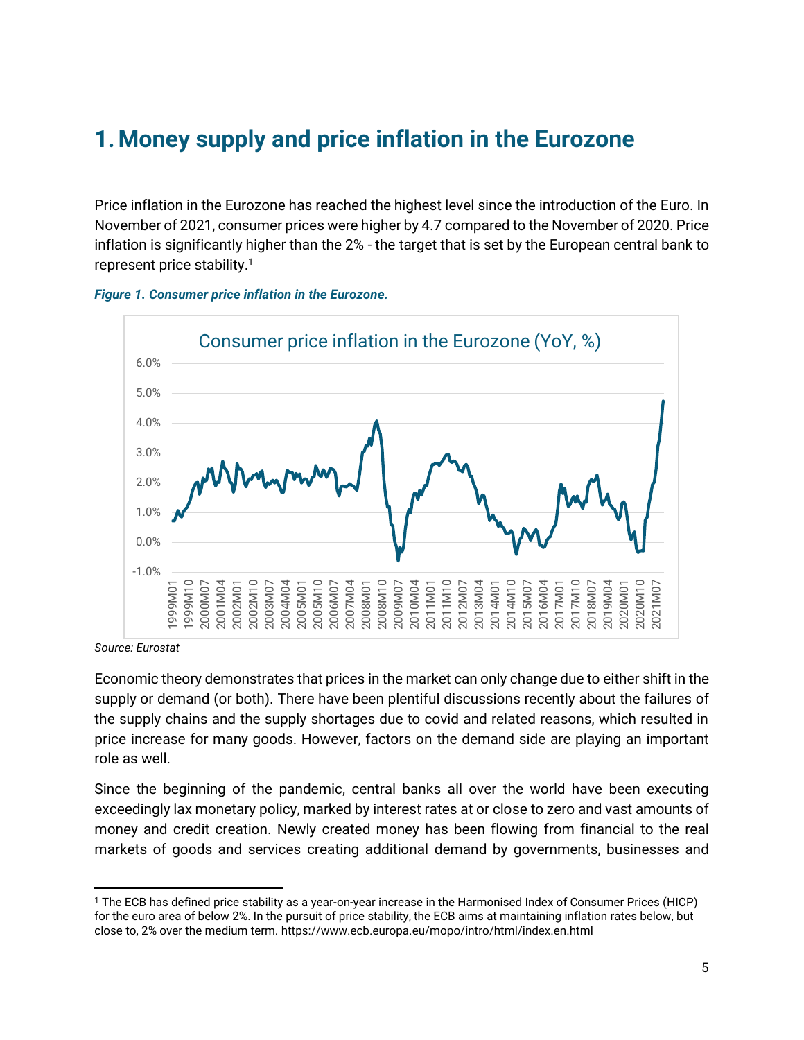# 1. Money supply and price inflation in the Eurozone

Price inflation in the Eurozone has reached the highest level since the introduction of the Euro. In November of 2021, consumer prices were higher by 4.7 compared to the November of 2020. Price inflation is significantly higher than the 2% - the target that is set by the European central bank to represent price stability.[1]

***Figure 1. Consumer price inflation in the Eurozone.***

*Source: Eurostat*

Economic theory demonstrates that prices in the market can only change due to either shift in the supply or demand (or both). There have been plentiful discussions recently about the failures of the supply chains and the supply shortages due to covid and related reasons, which resulted in price increase for many goods. However, factors on the demand side are playing an important role as well.

Since the beginning of the pandemic, central banks all over the world have been executing exceedingly lax monetary policy, marked by interest rates at or close to zero and vast amounts of money and credit creation. Newly created money has been flowing from financial to the real markets of goods and services creating additional demand by governments, businesses and

---

[1] The ECB has defined price stability as a year-on-year increase in the Harmonised Index of Consumer Prices (HICP) for the euro area of below 2%. In the pursuit of price stability, the ECB aims at maintaining inflation rates below, but close to, 2% over the medium term. https://www.ecb.europa.eu/mopo/intro/html/index.en.html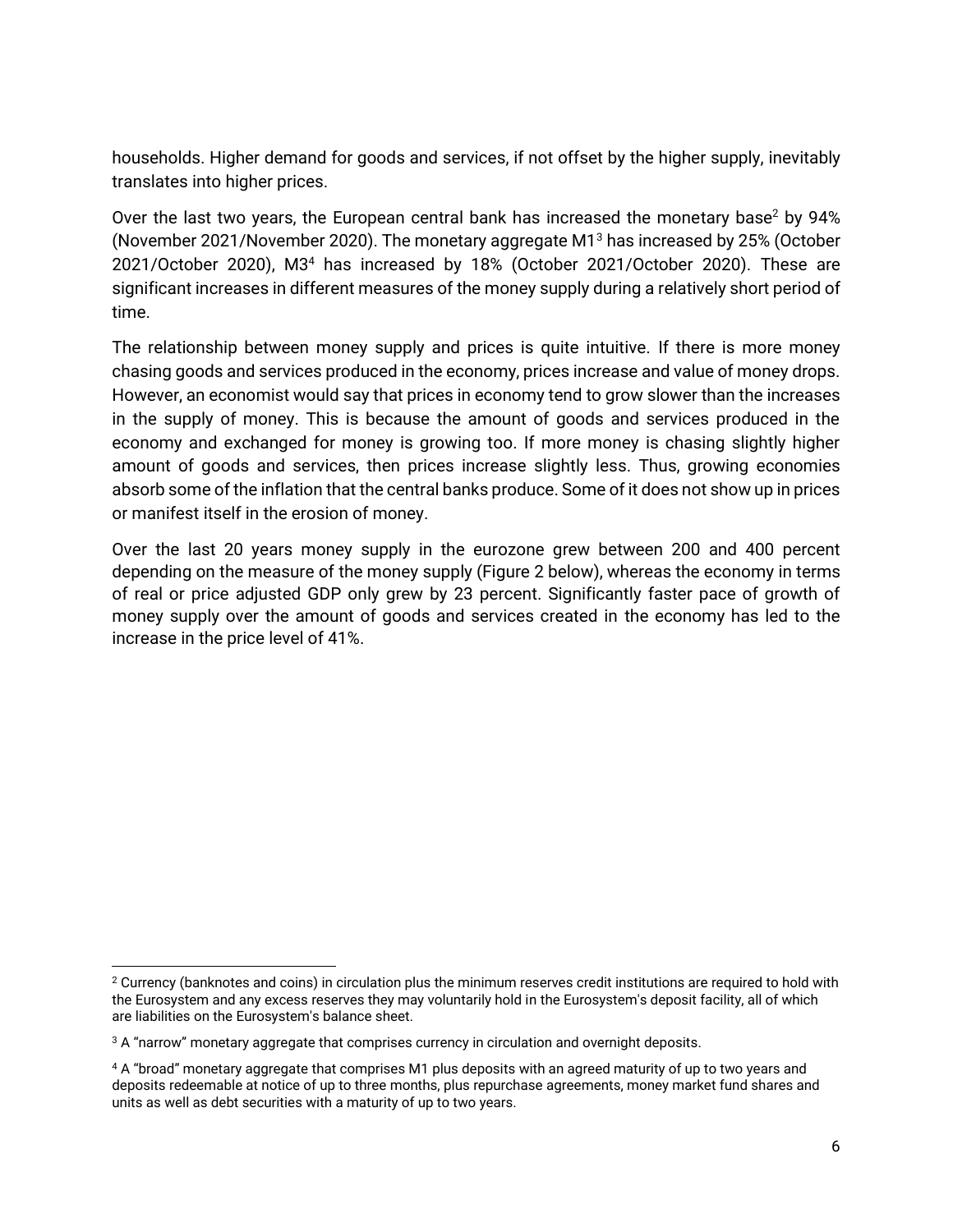households. Higher demand for goods and services, if not offset by the higher supply, inevitably translates into higher prices.

Over the last two years, the European central bank has increased the monetary base[2] by 94% (November 2021/November 2020). The monetary aggregate M1[3] has increased by 25% (October 2021/October 2020), M3[4] has increased by 18% (October 2021/October 2020). These are significant increases in different measures of the money supply during a relatively short period of time.

The relationship between money supply and prices is quite intuitive. If there is more money chasing goods and services produced in the economy, prices increase and value of money drops. However, an economist would say that prices in economy tend to grow slower than the increases in the supply of money. This is because the amount of goods and services produced in the economy and exchanged for money is growing too. If more money is chasing slightly higher amount of goods and services, then prices increase slightly less. Thus, growing economies absorb some of the inflation that the central banks produce. Some of it does not show up in prices or manifest itself in the erosion of money.

Over the last 20 years money supply in the eurozone grew between 200 and 400 percent depending on the measure of the money supply (Figure 2 below), whereas the economy in terms of real or price adjusted GDP only grew by 23 percent. Significantly faster pace of growth of money supply over the amount of goods and services created in the economy has led to the increase in the price level of 41%.

---

[2] Currency (banknotes and coins) in circulation plus the minimum reserves credit institutions are required to hold with the Eurosystem and any excess reserves they may voluntarily hold in the Eurosystem's deposit facility, all of which are liabilities on the Eurosystem's balance sheet.

[3] A "narrow" monetary aggregate that comprises currency in circulation and overnight deposits.

[4] A "broad" monetary aggregate that comprises M1 plus deposits with an agreed maturity of up to two years and deposits redeemable at notice of up to three months, plus repurchase agreements, money market fund shares and units as well as debt securities with a maturity of up to two years.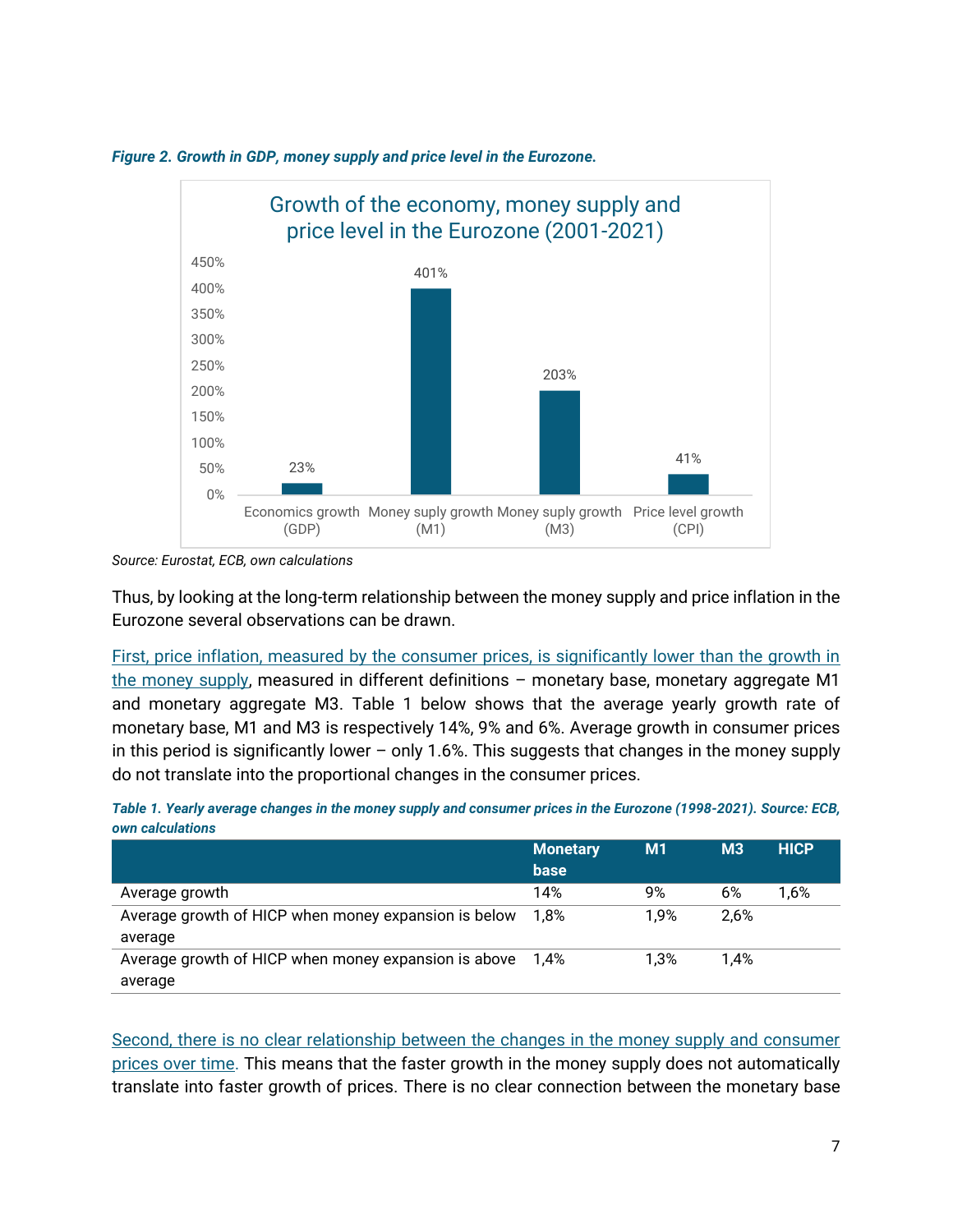***Figure 2. Growth in GDP, money supply and price level in the Eurozone.***

Source: Eurostat, ECB, own calculations

Thus, by looking at the long-term relationship between the money supply and price inflation in the Eurozone several observations can be drawn.

First, price inflation, measured by the consumer prices, is significantly lower than the growth in the money supply, measured in different definitions – monetary base, monetary aggregate M1 and monetary aggregate M3. Table 1 below shows that the average yearly growth rate of monetary base, M1 and M3 is respectively 14%, 9% and 6%. Average growth in consumer prices in this period is significantly lower – only 1.6%. This suggests that changes in the money supply do not translate into the proportional changes in the consumer prices.

***Table 1. Yearly average changes in the money supply and consumer prices in the Eurozone (1998-2021). Source: ECB, own calculations***

| | Monetary base | M1 | M3 | HICP |
|---|---|---|---|---|
| Average growth | 14% | 9% | 6% | 1,6% |
| Average growth of HICP when money expansion is below average | 1,8% | 1,9% | 2,6% | |
| Average growth of HICP when money expansion is above average | 1,4% | 1,3% | 1,4% | |

Second, there is no clear relationship between the changes in the money supply and consumer prices over time. This means that the faster growth in the money supply does not automatically translate into faster growth of prices. There is no clear connection between the monetary base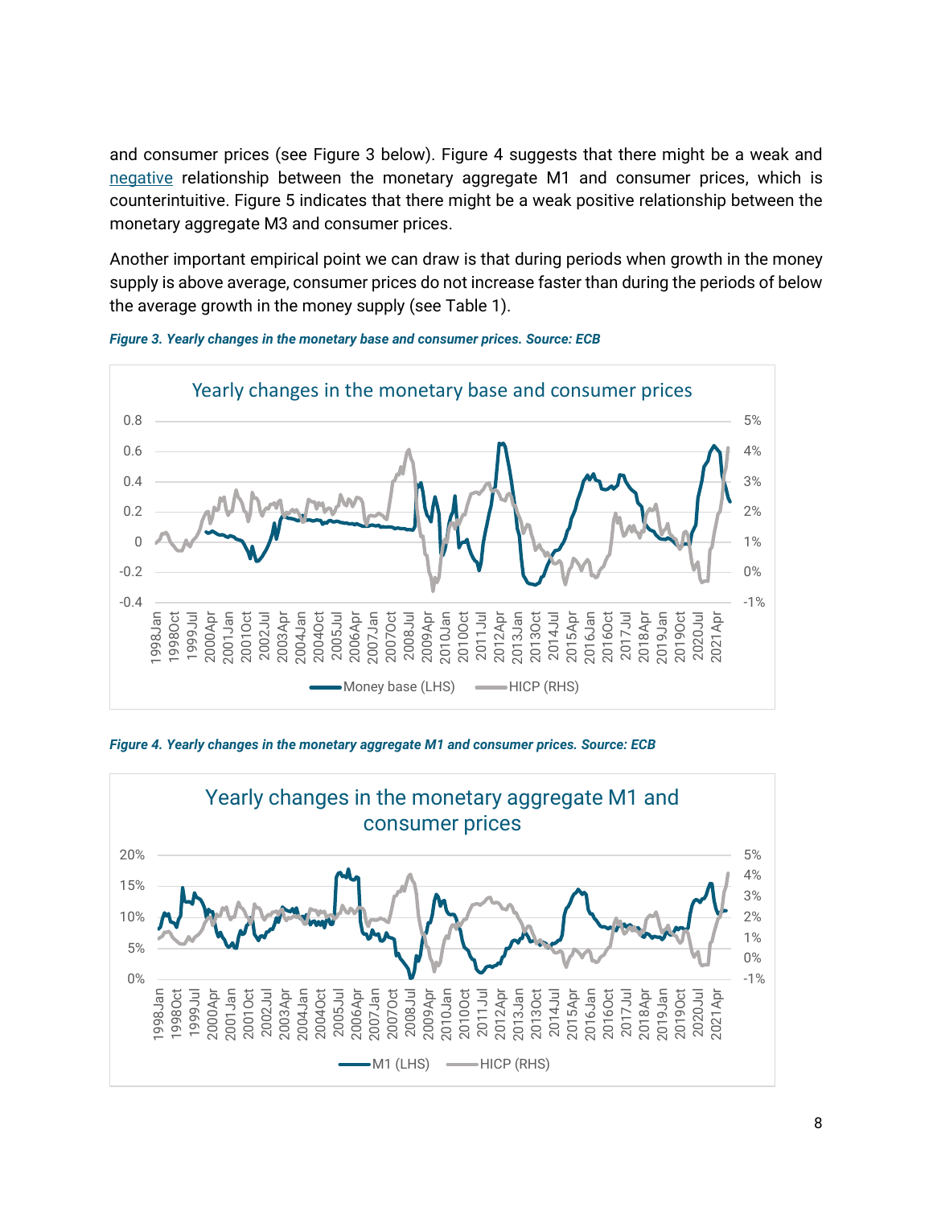and consumer prices (see Figure 3 below). Figure 4 suggests that there might be a weak and [negative](#) relationship between the monetary aggregate M1 and consumer prices, which is counterintuitive. Figure 5 indicates that there might be a weak positive relationship between the monetary aggregate M3 and consumer prices.

Another important empirical point we can draw is that during periods when growth in the money supply is above average, consumer prices do not increase faster than during the periods of below the average growth in the money supply (see Table 1).

*Figure 3. Yearly changes in the monetary base and consumer prices. Source: ECB*

*Figure 4. Yearly changes in the monetary aggregate M1 and consumer prices. Source: ECB*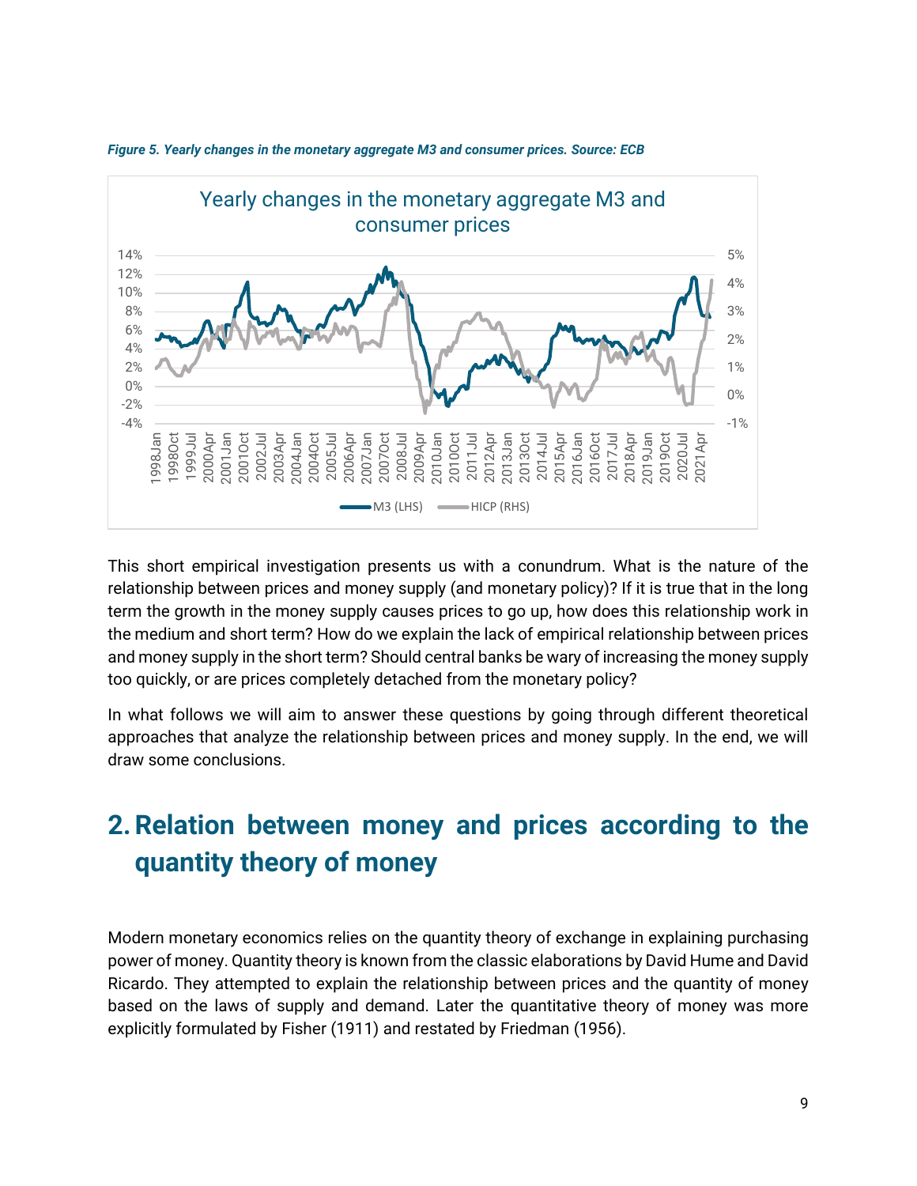*Figure 5. Yearly changes in the monetary aggregate M3 and consumer prices. Source: ECB*

This short empirical investigation presents us with a conundrum. What is the nature of the relationship between prices and money supply (and monetary policy)? If it is true that in the long term the growth in the money supply causes prices to go up, how does this relationship work in the medium and short term? How do we explain the lack of empirical relationship between prices and money supply in the short term? Should central banks be wary of increasing the money supply too quickly, or are prices completely detached from the monetary policy?

In what follows we will aim to answer these questions by going through different theoretical approaches that analyze the relationship between prices and money supply. In the end, we will draw some conclusions.

## 2. Relation between money and prices according to the quantity theory of money

Modern monetary economics relies on the quantity theory of exchange in explaining purchasing power of money. Quantity theory is known from the classic elaborations by David Hume and David Ricardo. They attempted to explain the relationship between prices and the quantity of money based on the laws of supply and demand. Later the quantitative theory of money was more explicitly formulated by Fisher (1911) and restated by Friedman (1956).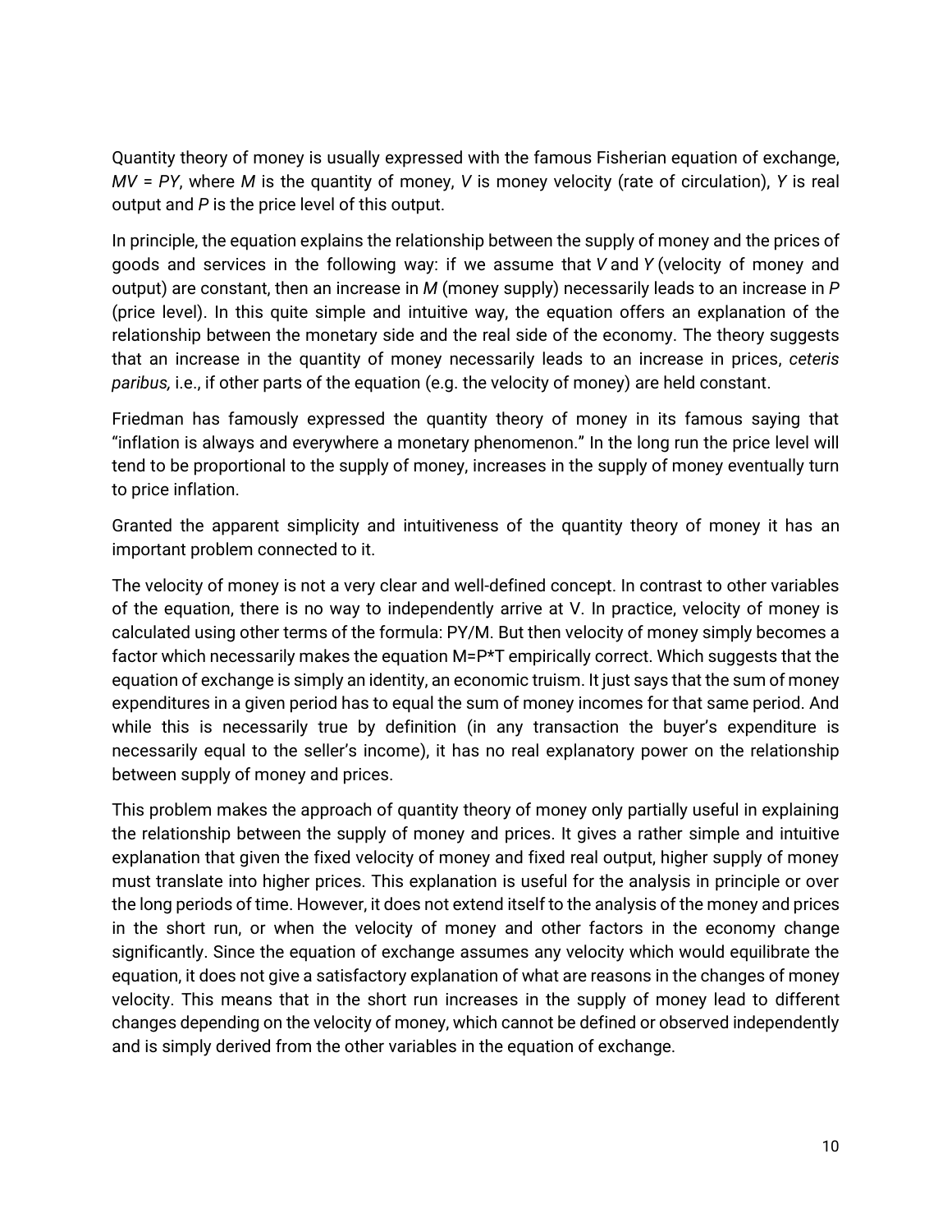Quantity theory of money is usually expressed with the famous Fisherian equation of exchange, $MV = PY$, where $M$ is the quantity of money, $V$ is money velocity (rate of circulation), $Y$ is real output and $P$ is the price level of this output.

In principle, the equation explains the relationship between the supply of money and the prices of goods and services in the following way: if we assume that $V$ and $Y$ (velocity of money and output) are constant, then an increase in $M$ (money supply) necessarily leads to an increase in $P$ (price level). In this quite simple and intuitive way, the equation offers an explanation of the relationship between the monetary side and the real side of the economy. The theory suggests that an increase in the quantity of money necessarily leads to an increase in prices, *ceteris paribus,* i.e., if other parts of the equation (e.g. the velocity of money) are held constant.

Friedman has famously expressed the quantity theory of money in its famous saying that "inflation is always and everywhere a monetary phenomenon." In the long run the price level will tend to be proportional to the supply of money, increases in the supply of money eventually turn to price inflation.

Granted the apparent simplicity and intuitiveness of the quantity theory of money it has an important problem connected to it.

The velocity of money is not a very clear and well-defined concept. In contrast to other variables of the equation, there is no way to independently arrive at V. In practice, velocity of money is calculated using other terms of the formula: $PY/M$. But then velocity of money simply becomes a factor which necessarily makes the equation $M=P*T$ empirically correct. Which suggests that the equation of exchange is simply an identity, an economic truism. It just says that the sum of money expenditures in a given period has to equal the sum of money incomes for that same period. And while this is necessarily true by definition (in any transaction the buyer's expenditure is necessarily equal to the seller's income), it has no real explanatory power on the relationship between supply of money and prices.

This problem makes the approach of quantity theory of money only partially useful in explaining the relationship between the supply of money and prices. It gives a rather simple and intuitive explanation that given the fixed velocity of money and fixed real output, higher supply of money must translate into higher prices. This explanation is useful for the analysis in principle or over the long periods of time. However, it does not extend itself to the analysis of the money and prices in the short run, or when the velocity of money and other factors in the economy change significantly. Since the equation of exchange assumes any velocity which would equilibrate the equation, it does not give a satisfactory explanation of what are reasons in the changes of money velocity. This means that in the short run increases in the supply of money lead to different changes depending on the velocity of money, which cannot be defined or observed independently and is simply derived from the other variables in the equation of exchange.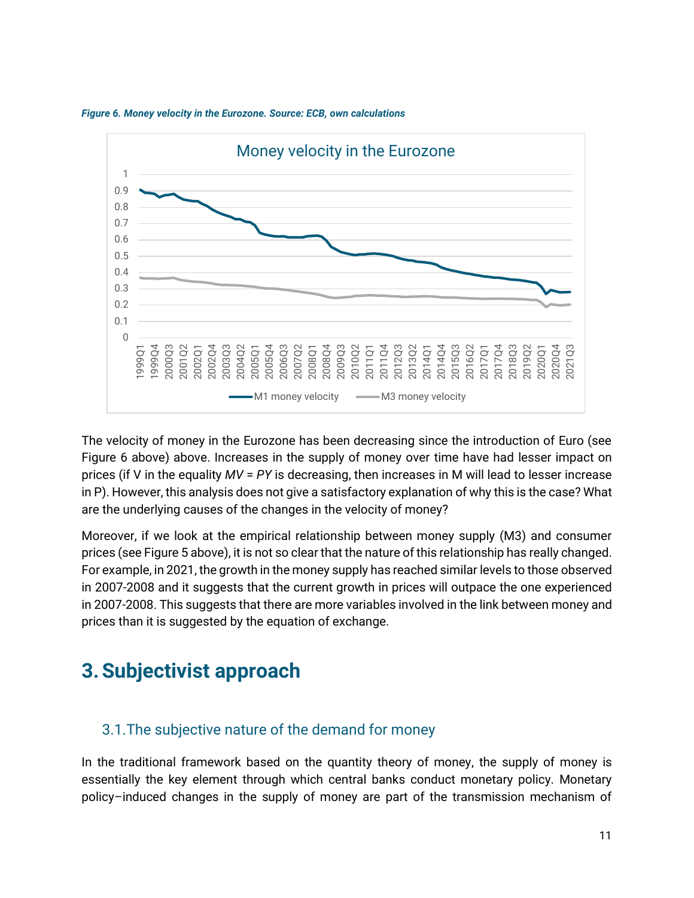*Figure 6. Money velocity in the Eurozone. Source: ECB, own calculations*

The velocity of money in the Eurozone has been decreasing since the introduction of Euro (see Figure 6 above) above. Increases in the supply of money over time have had lesser impact on prices (if V in the equality $MV = PY$ is decreasing, then increases in M will lead to lesser increase in P). However, this analysis does not give a satisfactory explanation of why this is the case? What are the underlying causes of the changes in the velocity of money?

Moreover, if we look at the empirical relationship between money supply (M3) and consumer prices (see Figure 5 above), it is not so clear that the nature of this relationship has really changed. For example, in 2021, the growth in the money supply has reached similar levels to those observed in 2007-2008 and it suggests that the current growth in prices will outpace the one experienced in 2007-2008. This suggests that there are more variables involved in the link between money and prices than it is suggested by the equation of exchange.

# 3. Subjectivist approach

## 3.1. The subjective nature of the demand for money

In the traditional framework based on the quantity theory of money, the supply of money is essentially the key element through which central banks conduct monetary policy. Monetary policy–induced changes in the supply of money are part of the transmission mechanism of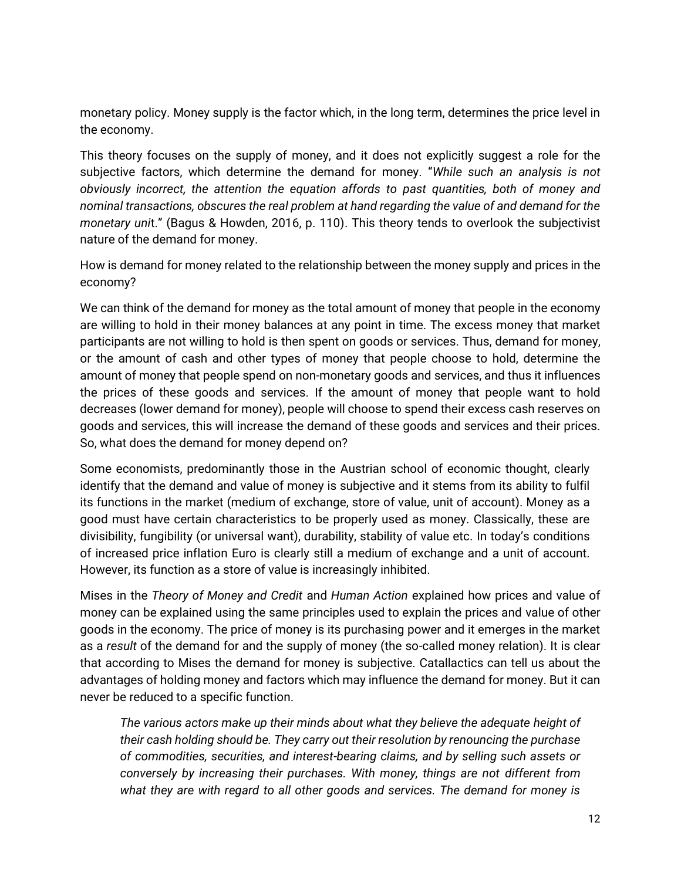monetary policy. Money supply is the factor which, in the long term, determines the price level in the economy.

This theory focuses on the supply of money, and it does not explicitly suggest a role for the subjective factors, which determine the demand for money. "*While such an analysis is not obviously incorrect, the attention the equation affords to past quantities, both of money and nominal transactions, obscures the real problem at hand regarding the value of and demand for the monetary unit*." (Bagus & Howden, 2016, p. 110). This theory tends to overlook the subjectivist nature of the demand for money.

How is demand for money related to the relationship between the money supply and prices in the economy?

We can think of the demand for money as the total amount of money that people in the economy are willing to hold in their money balances at any point in time. The excess money that market participants are not willing to hold is then spent on goods or services. Thus, demand for money, or the amount of cash and other types of money that people choose to hold, determine the amount of money that people spend on non-monetary goods and services, and thus it influences the prices of these goods and services. If the amount of money that people want to hold decreases (lower demand for money), people will choose to spend their excess cash reserves on goods and services, this will increase the demand of these goods and services and their prices. So, what does the demand for money depend on?

Some economists, predominantly those in the Austrian school of economic thought, clearly identify that the demand and value of money is subjective and it stems from its ability to fulfil its functions in the market (medium of exchange, store of value, unit of account). Money as a good must have certain characteristics to be properly used as money. Classically, these are divisibility, fungibility (or universal want), durability, stability of value etc. In today's conditions of increased price inflation Euro is clearly still a medium of exchange and a unit of account. However, its function as a store of value is increasingly inhibited.

Mises in the *Theory of Money and Credit* and *Human Action* explained how prices and value of money can be explained using the same principles used to explain the prices and value of other goods in the economy. The price of money is its purchasing power and it emerges in the market as a *result* of the demand for and the supply of money (the so-called money relation). It is clear that according to Mises the demand for money is subjective. Catallactics can tell us about the advantages of holding money and factors which may influence the demand for money. But it can never be reduced to a specific function.

> *The various actors make up their minds about what they believe the adequate height of their cash holding should be. They carry out their resolution by renouncing the purchase of commodities, securities, and interest-bearing claims, and by selling such assets or conversely by increasing their purchases. With money, things are not different from what they are with regard to all other goods and services. The demand for money is*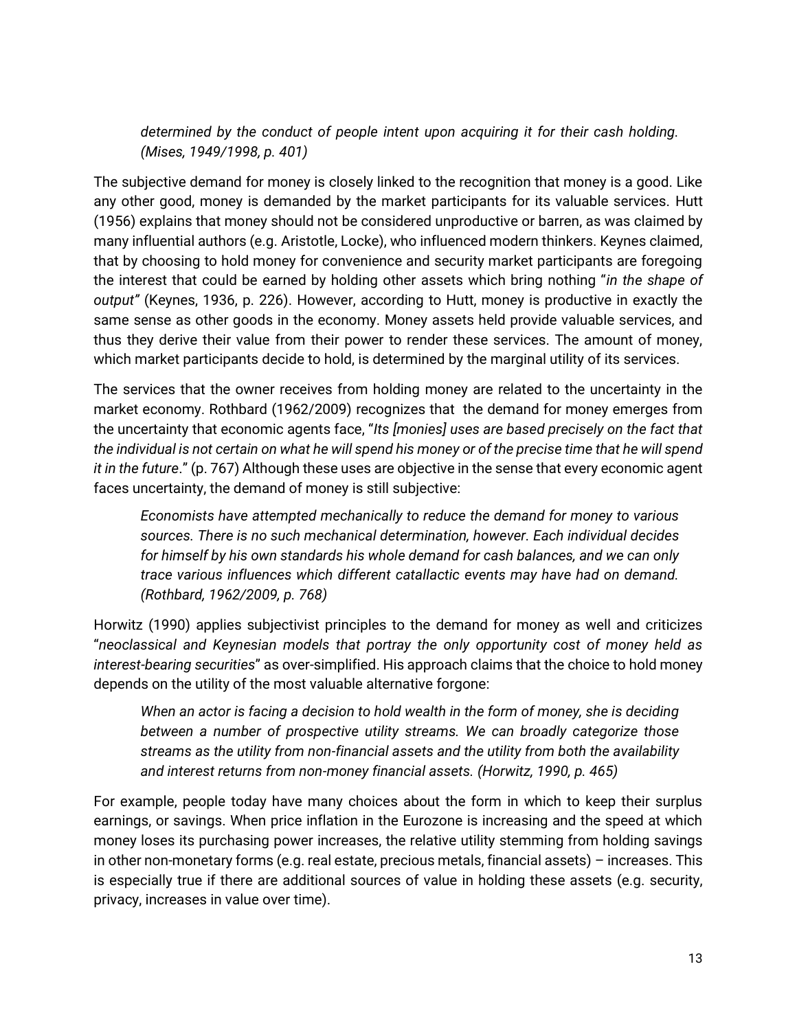*determined by the conduct of people intent upon acquiring it for their cash holding. (Mises, 1949/1998, p. 401)*

The subjective demand for money is closely linked to the recognition that money is a good. Like any other good, money is demanded by the market participants for its valuable services. Hutt (1956) explains that money should not be considered unproductive or barren, as was claimed by many influential authors (e.g. Aristotle, Locke), who influenced modern thinkers. Keynes claimed, that by choosing to hold money for convenience and security market participants are foregoing the interest that could be earned by holding other assets which bring nothing "*in the shape of output"* (Keynes, 1936, p. 226). However, according to Hutt, money is productive in exactly the same sense as other goods in the economy. Money assets held provide valuable services, and thus they derive their value from their power to render these services. The amount of money, which market participants decide to hold, is determined by the marginal utility of its services.

The services that the owner receives from holding money are related to the uncertainty in the market economy. Rothbard (1962/2009) recognizes that the demand for money emerges from the uncertainty that economic agents face, "*Its [monies] uses are based precisely on the fact that the individual is not certain on what he will spend his money or of the precise time that he will spend it in the future*." (p. 767) Although these uses are objective in the sense that every economic agent faces uncertainty, the demand of money is still subjective:

> *Economists have attempted mechanically to reduce the demand for money to various sources. There is no such mechanical determination, however. Each individual decides for himself by his own standards his whole demand for cash balances, and we can only trace various influences which different catallactic events may have had on demand. (Rothbard, 1962/2009, p. 768)*

Horwitz (1990) applies subjectivist principles to the demand for money as well and criticizes "*neoclassical and Keynesian models that portray the only opportunity cost of money held as interest-bearing securities*" as over-simplified. His approach claims that the choice to hold money depends on the utility of the most valuable alternative forgone:

> *When an actor is facing a decision to hold wealth in the form of money, she is deciding between a number of prospective utility streams. We can broadly categorize those streams as the utility from non-financial assets and the utility from both the availability and interest returns from non-money financial assets. (Horwitz, 1990, p. 465)*

For example, people today have many choices about the form in which to keep their surplus earnings, or savings. When price inflation in the Eurozone is increasing and the speed at which money loses its purchasing power increases, the relative utility stemming from holding savings in other non-monetary forms (e.g. real estate, precious metals, financial assets) – increases. This is especially true if there are additional sources of value in holding these assets (e.g. security, privacy, increases in value over time).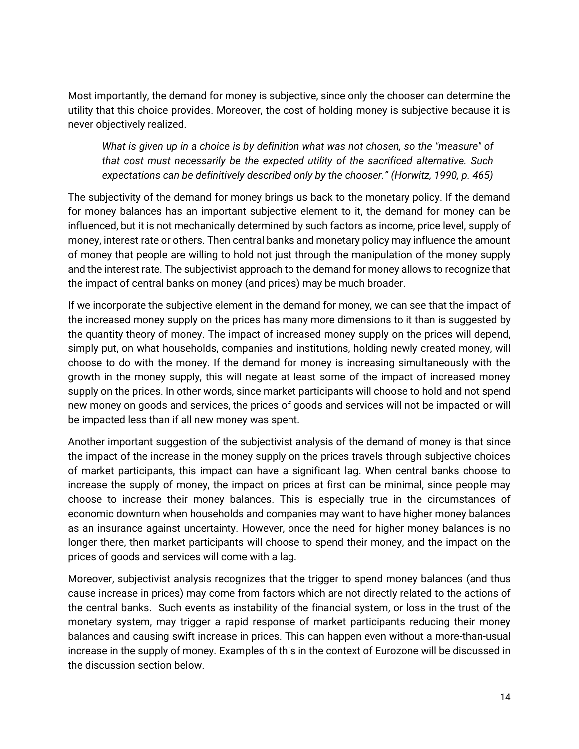Most importantly, the demand for money is subjective, since only the chooser can determine the utility that this choice provides. Moreover, the cost of holding money is subjective because it is never objectively realized.

> *What is given up in a choice is by definition what was not chosen, so the "measure" of that cost must necessarily be the expected utility of the sacrificed alternative. Such expectations can be definitively described only by the chooser." (Horwitz, 1990, p. 465)*

The subjectivity of the demand for money brings us back to the monetary policy. If the demand for money balances has an important subjective element to it, the demand for money can be influenced, but it is not mechanically determined by such factors as income, price level, supply of money, interest rate or others. Then central banks and monetary policy may influence the amount of money that people are willing to hold not just through the manipulation of the money supply and the interest rate. The subjectivist approach to the demand for money allows to recognize that the impact of central banks on money (and prices) may be much broader.

If we incorporate the subjective element in the demand for money, we can see that the impact of the increased money supply on the prices has many more dimensions to it than is suggested by the quantity theory of money. The impact of increased money supply on the prices will depend, simply put, on what households, companies and institutions, holding newly created money, will choose to do with the money. If the demand for money is increasing simultaneously with the growth in the money supply, this will negate at least some of the impact of increased money supply on the prices. In other words, since market participants will choose to hold and not spend new money on goods and services, the prices of goods and services will not be impacted or will be impacted less than if all new money was spent.

Another important suggestion of the subjectivist analysis of the demand of money is that since the impact of the increase in the money supply on the prices travels through subjective choices of market participants, this impact can have a significant lag. When central banks choose to increase the supply of money, the impact on prices at first can be minimal, since people may choose to increase their money balances. This is especially true in the circumstances of economic downturn when households and companies may want to have higher money balances as an insurance against uncertainty. However, once the need for higher money balances is no longer there, then market participants will choose to spend their money, and the impact on the prices of goods and services will come with a lag.

Moreover, subjectivist analysis recognizes that the trigger to spend money balances (and thus cause increase in prices) may come from factors which are not directly related to the actions of the central banks. Such events as instability of the financial system, or loss in the trust of the monetary system, may trigger a rapid response of market participants reducing their money balances and causing swift increase in prices. This can happen even without a more-than-usual increase in the supply of money. Examples of this in the context of Eurozone will be discussed in the discussion section below.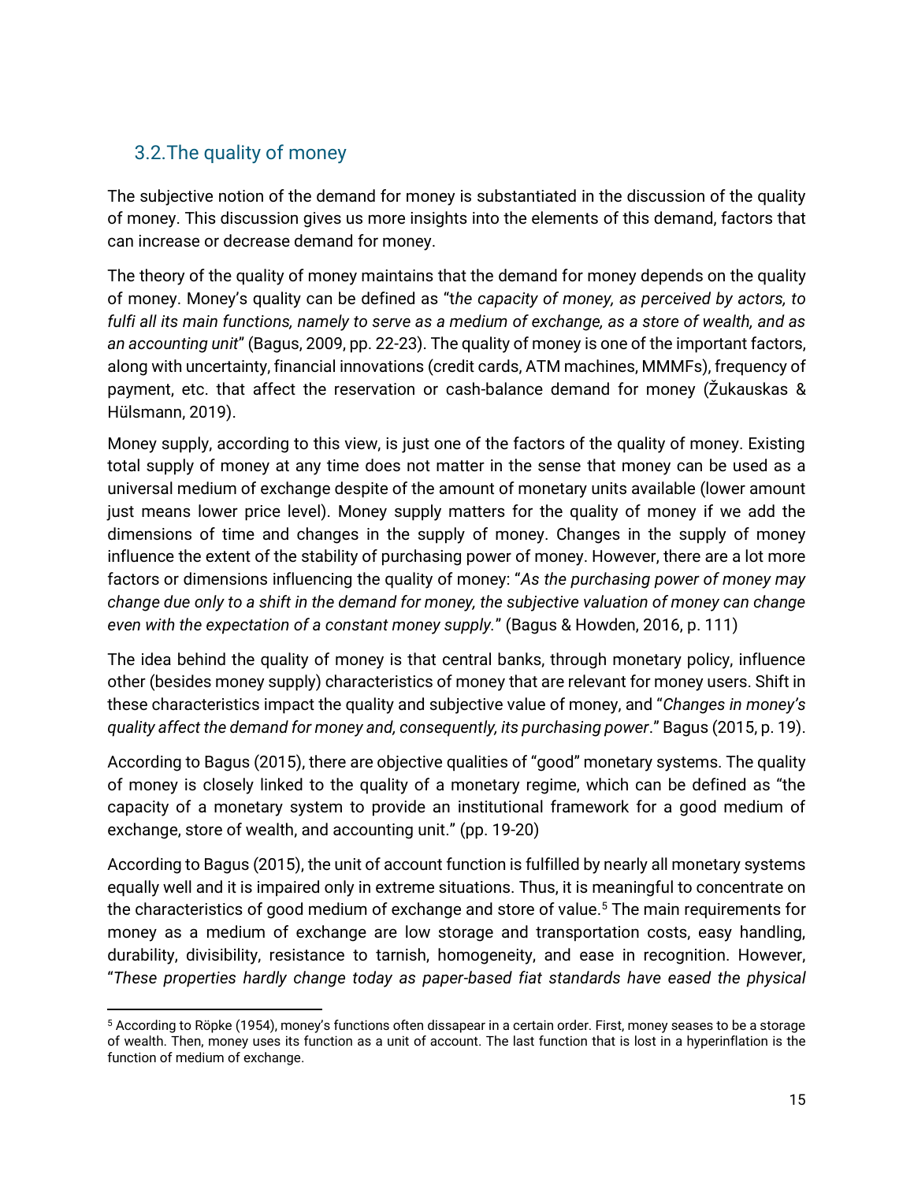## 3.2. The quality of money

The subjective notion of the demand for money is substantiated in the discussion of the quality of money. This discussion gives us more insights into the elements of this demand, factors that can increase or decrease demand for money.

The theory of the quality of money maintains that the demand for money depends on the quality of money. Money's quality can be defined as "t*he capacity of money, as perceived by actors, to fulfi all its main functions, namely to serve as a medium of exchange, as a store of wealth, and as an accounting unit*" (Bagus, 2009, pp. 22-23). The quality of money is one of the important factors, along with uncertainty, financial innovations (credit cards, ATM machines, MMMFs), frequency of payment, etc. that affect the reservation or cash-balance demand for money (Žukauskas & Hülsmann, 2019).

Money supply, according to this view, is just one of the factors of the quality of money. Existing total supply of money at any time does not matter in the sense that money can be used as a universal medium of exchange despite of the amount of monetary units available (lower amount just means lower price level). Money supply matters for the quality of money if we add the dimensions of time and changes in the supply of money. Changes in the supply of money influence the extent of the stability of purchasing power of money. However, there are a lot more factors or dimensions influencing the quality of money: "*As the purchasing power of money may change due only to a shift in the demand for money, the subjective valuation of money can change even with the expectation of a constant money supply.*" (Bagus & Howden, 2016, p. 111)

The idea behind the quality of money is that central banks, through monetary policy, influence other (besides money supply) characteristics of money that are relevant for money users. Shift in these characteristics impact the quality and subjective value of money, and "*Changes in money's quality affect the demand for money and, consequently, its purchasing power*." Bagus (2015, p. 19).

According to Bagus (2015), there are objective qualities of "good" monetary systems. The quality of money is closely linked to the quality of a monetary regime, which can be defined as "the capacity of a monetary system to provide an institutional framework for a good medium of exchange, store of wealth, and accounting unit." (pp. 19-20)

According to Bagus (2015), the unit of account function is fulfilled by nearly all monetary systems equally well and it is impaired only in extreme situations. Thus, it is meaningful to concentrate on the characteristics of good medium of exchange and store of value.[5] The main requirements for money as a medium of exchange are low storage and transportation costs, easy handling, durability, divisibility, resistance to tarnish, homogeneity, and ease in recognition. However, "*These properties hardly change today as paper-based fiat standards have eased the physical*

[5] According to Röpke (1954), money's functions often dissapear in a certain order. First, money seases to be a storage of wealth. Then, money uses its function as a unit of account. The last function that is lost in a hyperinflation is the function of medium of exchange.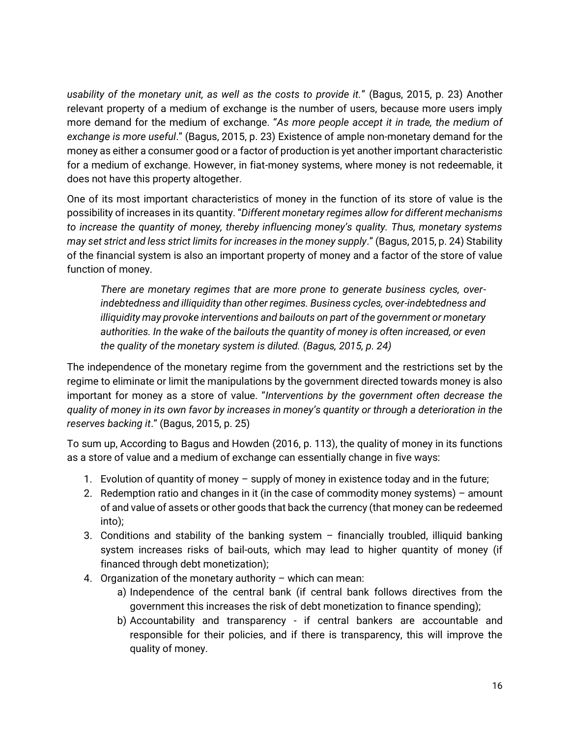*usability of the monetary unit, as well as the costs to provide it.*" (Bagus, 2015, p. 23) Another relevant property of a medium of exchange is the number of users, because more users imply more demand for the medium of exchange. "*As more people accept it in trade, the medium of exchange is more useful*." (Bagus, 2015, p. 23) Existence of ample non-monetary demand for the money as either a consumer good or a factor of production is yet another important characteristic for a medium of exchange. However, in fiat-money systems, where money is not redeemable, it does not have this property altogether.

One of its most important characteristics of money in the function of its store of value is the possibility of increases in its quantity. "*Different monetary regimes allow for different mechanisms to increase the quantity of money, thereby influencing money's quality. Thus, monetary systems may set strict and less strict limits for increases in the money supply*." (Bagus, 2015, p. 24) Stability of the financial system is also an important property of money and a factor of the store of value function of money.

> *There are monetary regimes that are more prone to generate business cycles, over-indebtedness and illiquidity than other regimes. Business cycles, over-indebtedness and illiquidity may provoke interventions and bailouts on part of the government or monetary authorities. In the wake of the bailouts the quantity of money is often increased, or even the quality of the monetary system is diluted. (Bagus, 2015, p. 24)*

The independence of the monetary regime from the government and the restrictions set by the regime to eliminate or limit the manipulations by the government directed towards money is also important for money as a store of value. "*Interventions by the government often decrease the quality of money in its own favor by increases in money's quantity or through a deterioration in the reserves backing it*." (Bagus, 2015, p. 25)

To sum up, According to Bagus and Howden (2016, p. 113), the quality of money in its functions as a store of value and a medium of exchange can essentially change in five ways:

1. Evolution of quantity of money – supply of money in existence today and in the future;
2. Redemption ratio and changes in it (in the case of commodity money systems) – amount of and value of assets or other goods that back the currency (that money can be redeemed into);
3. Conditions and stability of the banking system – financially troubled, illiquid banking system increases risks of bail-outs, which may lead to higher quantity of money (if financed through debt monetization);
4. Organization of the monetary authority – which can mean:
   a) Independence of the central bank (if central bank follows directives from the government this increases the risk of debt monetization to finance spending);
   b) Accountability and transparency - if central bankers are accountable and responsible for their policies, and if there is transparency, this will improve the quality of money.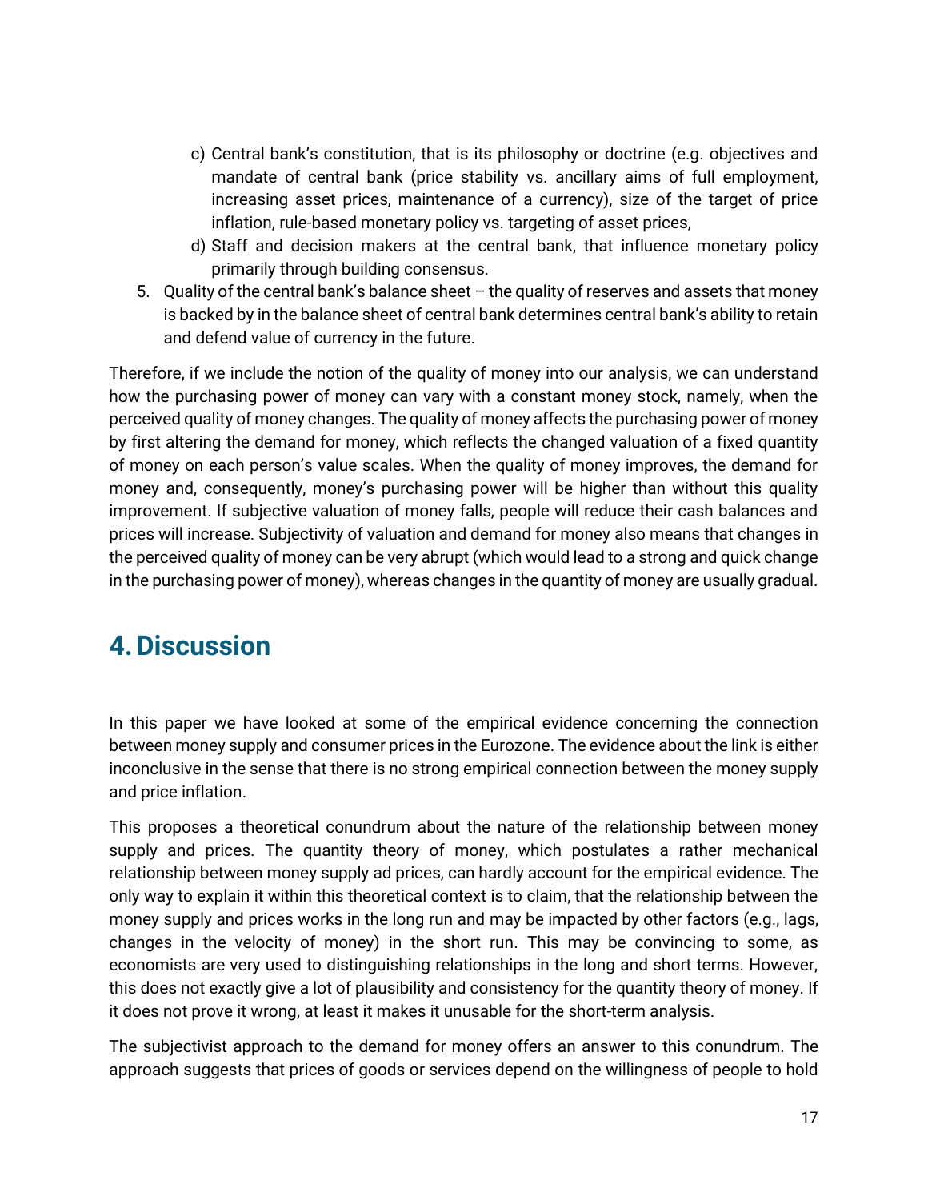c) Central bank's constitution, that is its philosophy or doctrine (e.g. objectives and mandate of central bank (price stability vs. ancillary aims of full employment, increasing asset prices, maintenance of a currency), size of the target of price inflation, rule-based monetary policy vs. targeting of asset prices,
d) Staff and decision makers at the central bank, that influence monetary policy primarily through building consensus.

5. Quality of the central bank's balance sheet – the quality of reserves and assets that money is backed by in the balance sheet of central bank determines central bank's ability to retain and defend value of currency in the future.

Therefore, if we include the notion of the quality of money into our analysis, we can understand how the purchasing power of money can vary with a constant money stock, namely, when the perceived quality of money changes. The quality of money affects the purchasing power of money by first altering the demand for money, which reflects the changed valuation of a fixed quantity of money on each person's value scales. When the quality of money improves, the demand for money and, consequently, money's purchasing power will be higher than without this quality improvement. If subjective valuation of money falls, people will reduce their cash balances and prices will increase. Subjectivity of valuation and demand for money also means that changes in the perceived quality of money can be very abrupt (which would lead to a strong and quick change in the purchasing power of money), whereas changes in the quantity of money are usually gradual.

# 4. Discussion

In this paper we have looked at some of the empirical evidence concerning the connection between money supply and consumer prices in the Eurozone. The evidence about the link is either inconclusive in the sense that there is no strong empirical connection between the money supply and price inflation.

This proposes a theoretical conundrum about the nature of the relationship between money supply and prices. The quantity theory of money, which postulates a rather mechanical relationship between money supply ad prices, can hardly account for the empirical evidence. The only way to explain it within this theoretical context is to claim, that the relationship between the money supply and prices works in the long run and may be impacted by other factors (e.g., lags, changes in the velocity of money) in the short run. This may be convincing to some, as economists are very used to distinguishing relationships in the long and short terms. However, this does not exactly give a lot of plausibility and consistency for the quantity theory of money. If it does not prove it wrong, at least it makes it unusable for the short-term analysis.

The subjectivist approach to the demand for money offers an answer to this conundrum. The approach suggests that prices of goods or services depend on the willingness of people to hold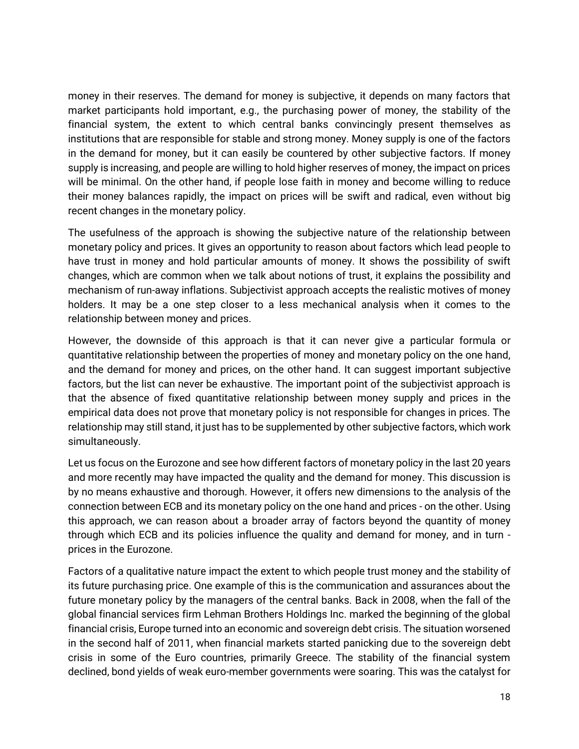money in their reserves. The demand for money is subjective, it depends on many factors that market participants hold important, e.g., the purchasing power of money, the stability of the financial system, the extent to which central banks convincingly present themselves as institutions that are responsible for stable and strong money. Money supply is one of the factors in the demand for money, but it can easily be countered by other subjective factors. If money supply is increasing, and people are willing to hold higher reserves of money, the impact on prices will be minimal. On the other hand, if people lose faith in money and become willing to reduce their money balances rapidly, the impact on prices will be swift and radical, even without big recent changes in the monetary policy.

The usefulness of the approach is showing the subjective nature of the relationship between monetary policy and prices. It gives an opportunity to reason about factors which lead people to have trust in money and hold particular amounts of money. It shows the possibility of swift changes, which are common when we talk about notions of trust, it explains the possibility and mechanism of run-away inflations. Subjectivist approach accepts the realistic motives of money holders. It may be a one step closer to a less mechanical analysis when it comes to the relationship between money and prices.

However, the downside of this approach is that it can never give a particular formula or quantitative relationship between the properties of money and monetary policy on the one hand, and the demand for money and prices, on the other hand. It can suggest important subjective factors, but the list can never be exhaustive. The important point of the subjectivist approach is that the absence of fixed quantitative relationship between money supply and prices in the empirical data does not prove that monetary policy is not responsible for changes in prices. The relationship may still stand, it just has to be supplemented by other subjective factors, which work simultaneously.

Let us focus on the Eurozone and see how different factors of monetary policy in the last 20 years and more recently may have impacted the quality and the demand for money. This discussion is by no means exhaustive and thorough. However, it offers new dimensions to the analysis of the connection between ECB and its monetary policy on the one hand and prices - on the other. Using this approach, we can reason about a broader array of factors beyond the quantity of money through which ECB and its policies influence the quality and demand for money, and in turn - prices in the Eurozone.

Factors of a qualitative nature impact the extent to which people trust money and the stability of its future purchasing price. One example of this is the communication and assurances about the future monetary policy by the managers of the central banks. Back in 2008, when the fall of the global financial services firm Lehman Brothers Holdings Inc. marked the beginning of the global financial crisis, Europe turned into an economic and sovereign debt crisis. The situation worsened in the second half of 2011, when financial markets started panicking due to the sovereign debt crisis in some of the Euro countries, primarily Greece. The stability of the financial system declined, bond yields of weak euro-member governments were soaring. This was the catalyst for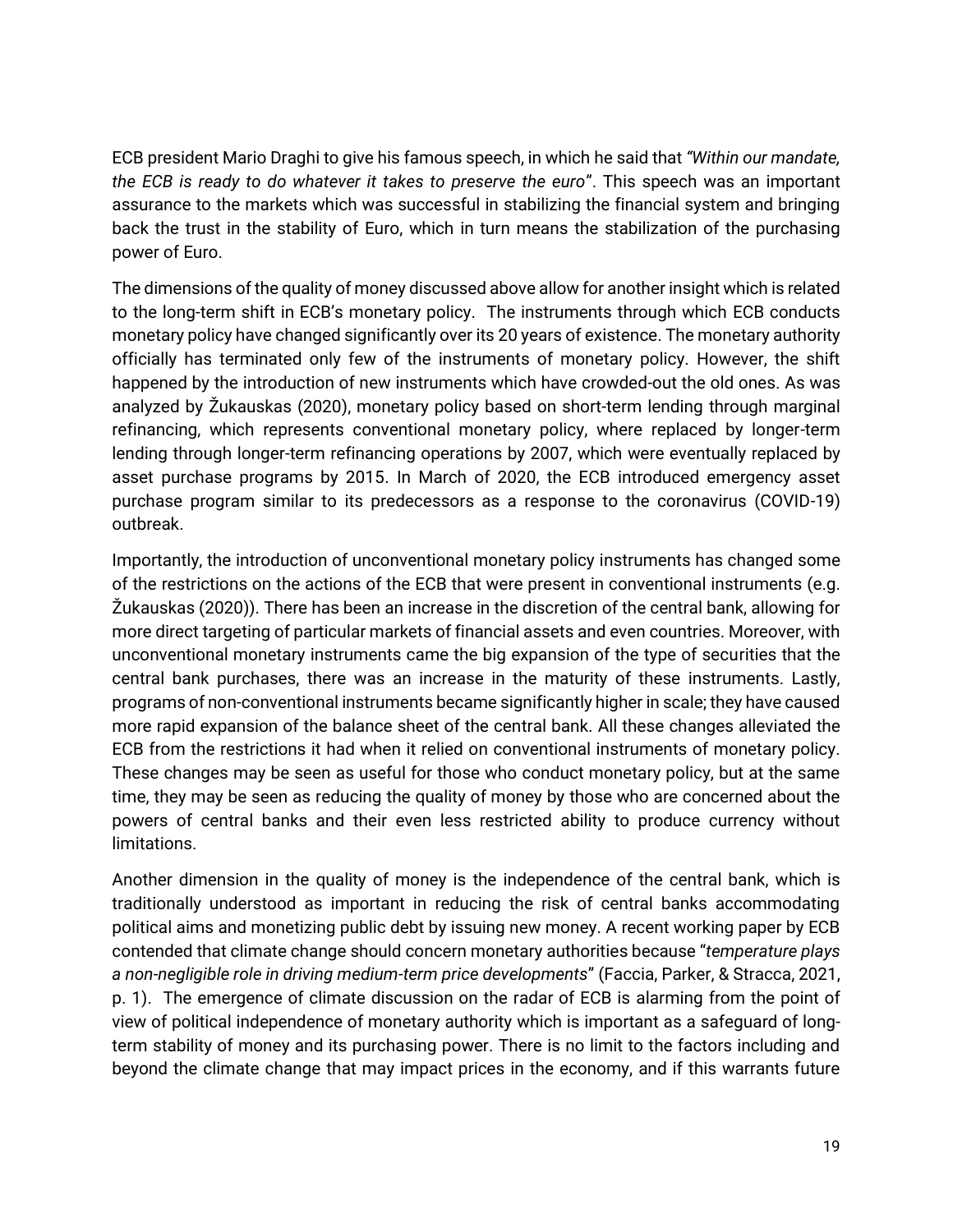ECB president Mario Draghi to give his famous speech, in which he said that *"Within our mandate, the ECB is ready to do whatever it takes to preserve the euro"*. This speech was an important assurance to the markets which was successful in stabilizing the financial system and bringing back the trust in the stability of Euro, which in turn means the stabilization of the purchasing power of Euro.

The dimensions of the quality of money discussed above allow for another insight which is related to the long-term shift in ECB's monetary policy. The instruments through which ECB conducts monetary policy have changed significantly over its 20 years of existence. The monetary authority officially has terminated only few of the instruments of monetary policy. However, the shift happened by the introduction of new instruments which have crowded-out the old ones. As was analyzed by Žukauskas (2020), monetary policy based on short-term lending through marginal refinancing, which represents conventional monetary policy, where replaced by longer-term lending through longer-term refinancing operations by 2007, which were eventually replaced by asset purchase programs by 2015. In March of 2020, the ECB introduced emergency asset purchase program similar to its predecessors as a response to the coronavirus (COVID-19) outbreak.

Importantly, the introduction of unconventional monetary policy instruments has changed some of the restrictions on the actions of the ECB that were present in conventional instruments (e.g. Žukauskas (2020)). There has been an increase in the discretion of the central bank, allowing for more direct targeting of particular markets of financial assets and even countries. Moreover, with unconventional monetary instruments came the big expansion of the type of securities that the central bank purchases, there was an increase in the maturity of these instruments. Lastly, programs of non-conventional instruments became significantly higher in scale; they have caused more rapid expansion of the balance sheet of the central bank. All these changes alleviated the ECB from the restrictions it had when it relied on conventional instruments of monetary policy. These changes may be seen as useful for those who conduct monetary policy, but at the same time, they may be seen as reducing the quality of money by those who are concerned about the powers of central banks and their even less restricted ability to produce currency without limitations.

Another dimension in the quality of money is the independence of the central bank, which is traditionally understood as important in reducing the risk of central banks accommodating political aims and monetizing public debt by issuing new money. A recent working paper by ECB contended that climate change should concern monetary authorities because "*temperature plays a non-negligible role in driving medium-term price developments*" (Faccia, Parker, & Stracca, 2021, p. 1). The emergence of climate discussion on the radar of ECB is alarming from the point of view of political independence of monetary authority which is important as a safeguard of long-term stability of money and its purchasing power. There is no limit to the factors including and beyond the climate change that may impact prices in the economy, and if this warrants future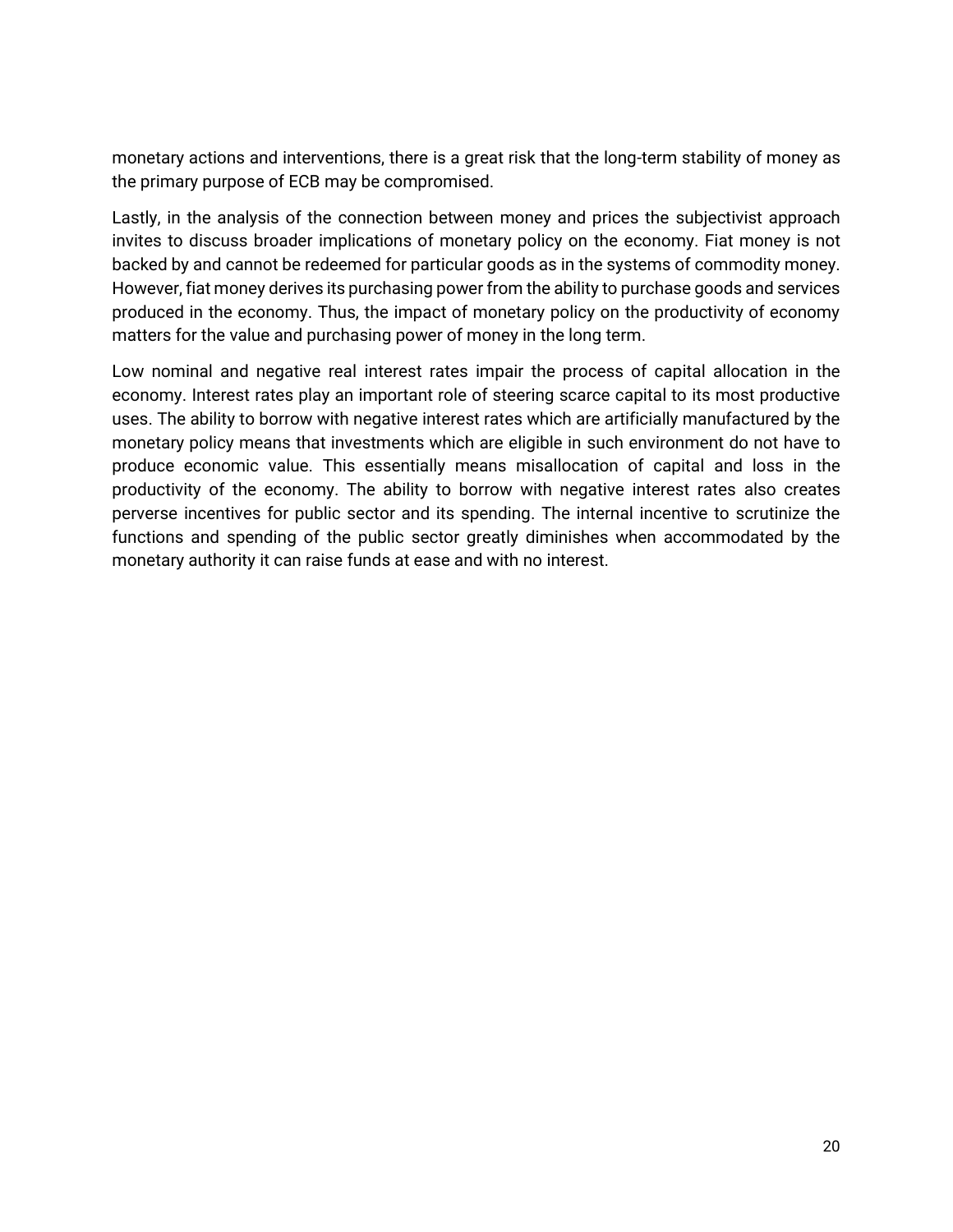monetary actions and interventions, there is a great risk that the long-term stability of money as the primary purpose of ECB may be compromised.

Lastly, in the analysis of the connection between money and prices the subjectivist approach invites to discuss broader implications of monetary policy on the economy. Fiat money is not backed by and cannot be redeemed for particular goods as in the systems of commodity money. However, fiat money derives its purchasing power from the ability to purchase goods and services produced in the economy. Thus, the impact of monetary policy on the productivity of economy matters for the value and purchasing power of money in the long term.

Low nominal and negative real interest rates impair the process of capital allocation in the economy. Interest rates play an important role of steering scarce capital to its most productive uses. The ability to borrow with negative interest rates which are artificially manufactured by the monetary policy means that investments which are eligible in such environment do not have to produce economic value. This essentially means misallocation of capital and loss in the productivity of the economy. The ability to borrow with negative interest rates also creates perverse incentives for public sector and its spending. The internal incentive to scrutinize the functions and spending of the public sector greatly diminishes when accommodated by the monetary authority it can raise funds at ease and with no interest.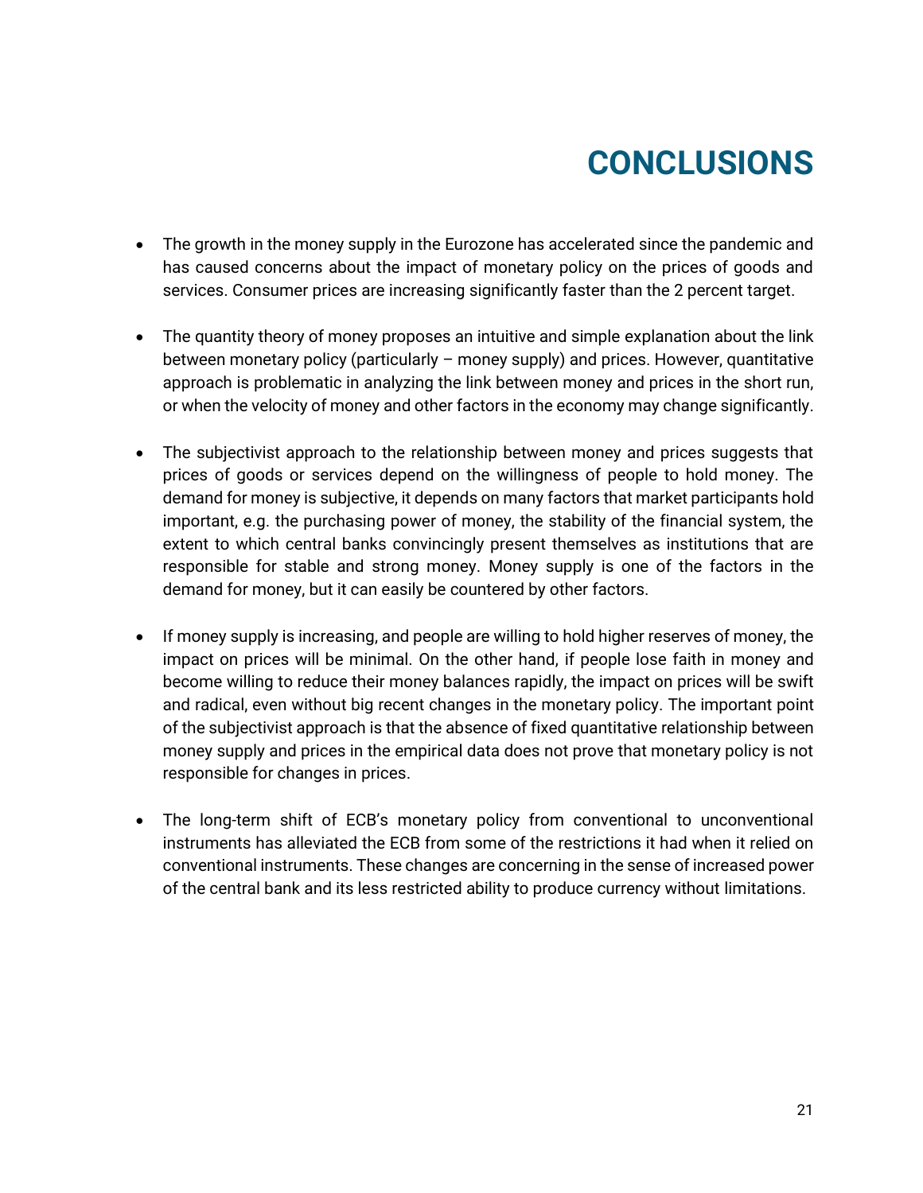# CONCLUSIONS

- The growth in the money supply in the Eurozone has accelerated since the pandemic and has caused concerns about the impact of monetary policy on the prices of goods and services. Consumer prices are increasing significantly faster than the 2 percent target.

- The quantity theory of money proposes an intuitive and simple explanation about the link between monetary policy (particularly – money supply) and prices. However, quantitative approach is problematic in analyzing the link between money and prices in the short run, or when the velocity of money and other factors in the economy may change significantly.

- The subjectivist approach to the relationship between money and prices suggests that prices of goods or services depend on the willingness of people to hold money. The demand for money is subjective, it depends on many factors that market participants hold important, e.g. the purchasing power of money, the stability of the financial system, the extent to which central banks convincingly present themselves as institutions that are responsible for stable and strong money. Money supply is one of the factors in the demand for money, but it can easily be countered by other factors.

- If money supply is increasing, and people are willing to hold higher reserves of money, the impact on prices will be minimal. On the other hand, if people lose faith in money and become willing to reduce their money balances rapidly, the impact on prices will be swift and radical, even without big recent changes in the monetary policy. The important point of the subjectivist approach is that the absence of fixed quantitative relationship between money supply and prices in the empirical data does not prove that monetary policy is not responsible for changes in prices.

- The long-term shift of ECB's monetary policy from conventional to unconventional instruments has alleviated the ECB from some of the restrictions it had when it relied on conventional instruments. These changes are concerning in the sense of increased power of the central bank and its less restricted ability to produce currency without limitations.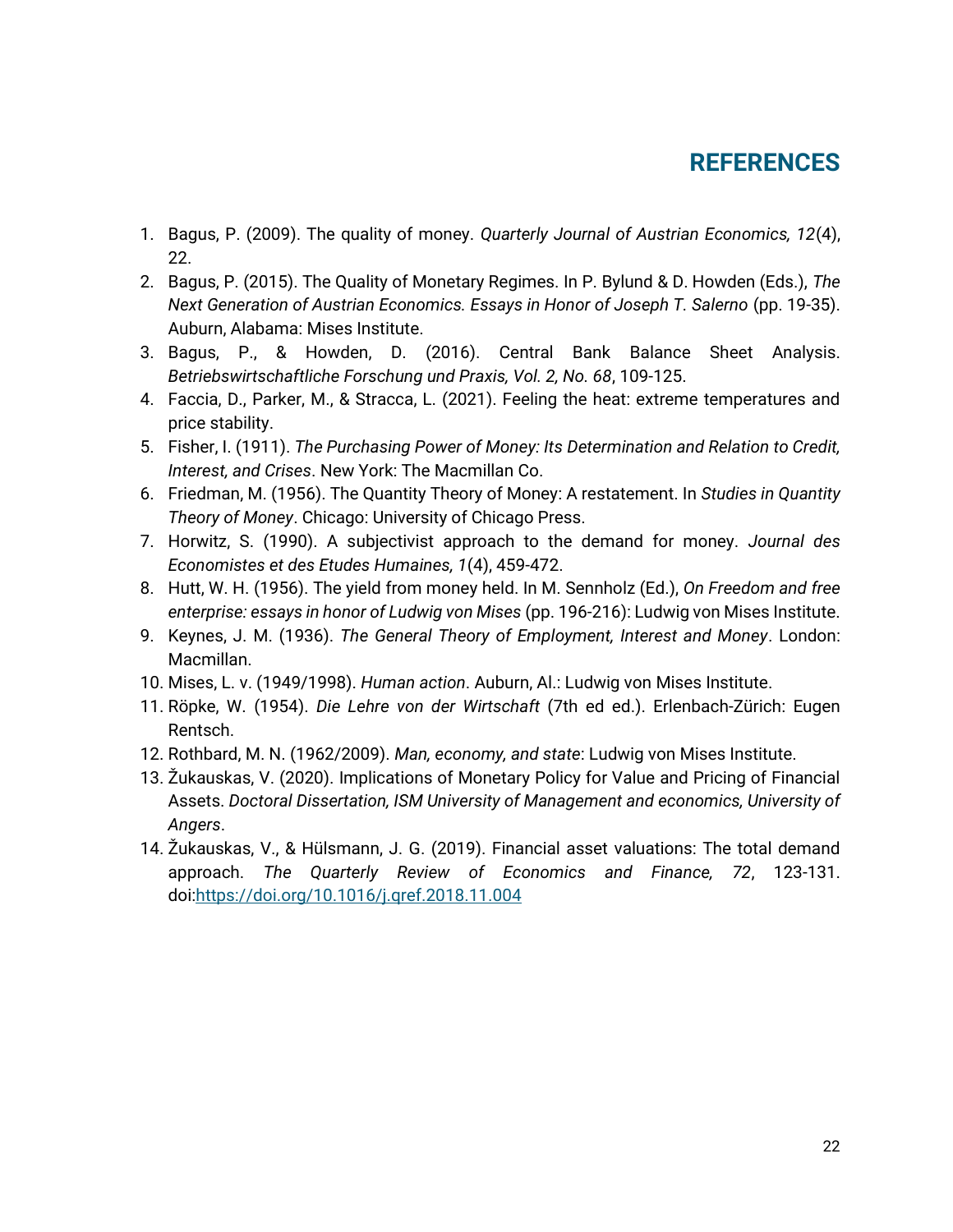## REFERENCES

1. Bagus, P. (2009). The quality of money. *Quarterly Journal of Austrian Economics, 12*(4), 22.
2. Bagus, P. (2015). The Quality of Monetary Regimes. In P. Bylund & D. Howden (Eds.), *The Next Generation of Austrian Economics. Essays in Honor of Joseph T. Salerno* (pp. 19-35). Auburn, Alabama: Mises Institute.
3. Bagus, P., & Howden, D. (2016). Central Bank Balance Sheet Analysis. *Betriebswirtschaftliche Forschung und Praxis, Vol. 2, No. 68*, 109-125.
4. Faccia, D., Parker, M., & Stracca, L. (2021). Feeling the heat: extreme temperatures and price stability.
5. Fisher, I. (1911). *The Purchasing Power of Money: Its Determination and Relation to Credit, Interest, and Crises*. New York: The Macmillan Co.
6. Friedman, M. (1956). The Quantity Theory of Money: A restatement. In *Studies in Quantity Theory of Money*. Chicago: University of Chicago Press.
7. Horwitz, S. (1990). A subjectivist approach to the demand for money. *Journal des Economistes et des Etudes Humaines, 1*(4), 459-472.
8. Hutt, W. H. (1956). The yield from money held. In M. Sennholz (Ed.), *On Freedom and free enterprise: essays in honor of Ludwig von Mises* (pp. 196-216): Ludwig von Mises Institute.
9. Keynes, J. M. (1936). *The General Theory of Employment, Interest and Money*. London: Macmillan.
10. Mises, L. v. (1949/1998). *Human action*. Auburn, Al.: Ludwig von Mises Institute.
11. Röpke, W. (1954). *Die Lehre von der Wirtschaft* (7th ed ed.). Erlenbach-Zürich: Eugen Rentsch.
12. Rothbard, M. N. (1962/2009). *Man, economy, and state*: Ludwig von Mises Institute.
13. Žukauskas, V. (2020). Implications of Monetary Policy for Value and Pricing of Financial Assets. *Doctoral Dissertation, ISM University of Management and economics, University of Angers*.
14. Žukauskas, V., & Hülsmann, J. G. (2019). Financial asset valuations: The total demand approach. *The Quarterly Review of Economics and Finance, 72*, 123-131. doi:[https://doi.org/10.1016/j.qref.2018.11.004](https://doi.org/10.1016/j.qref.2018.11.004)